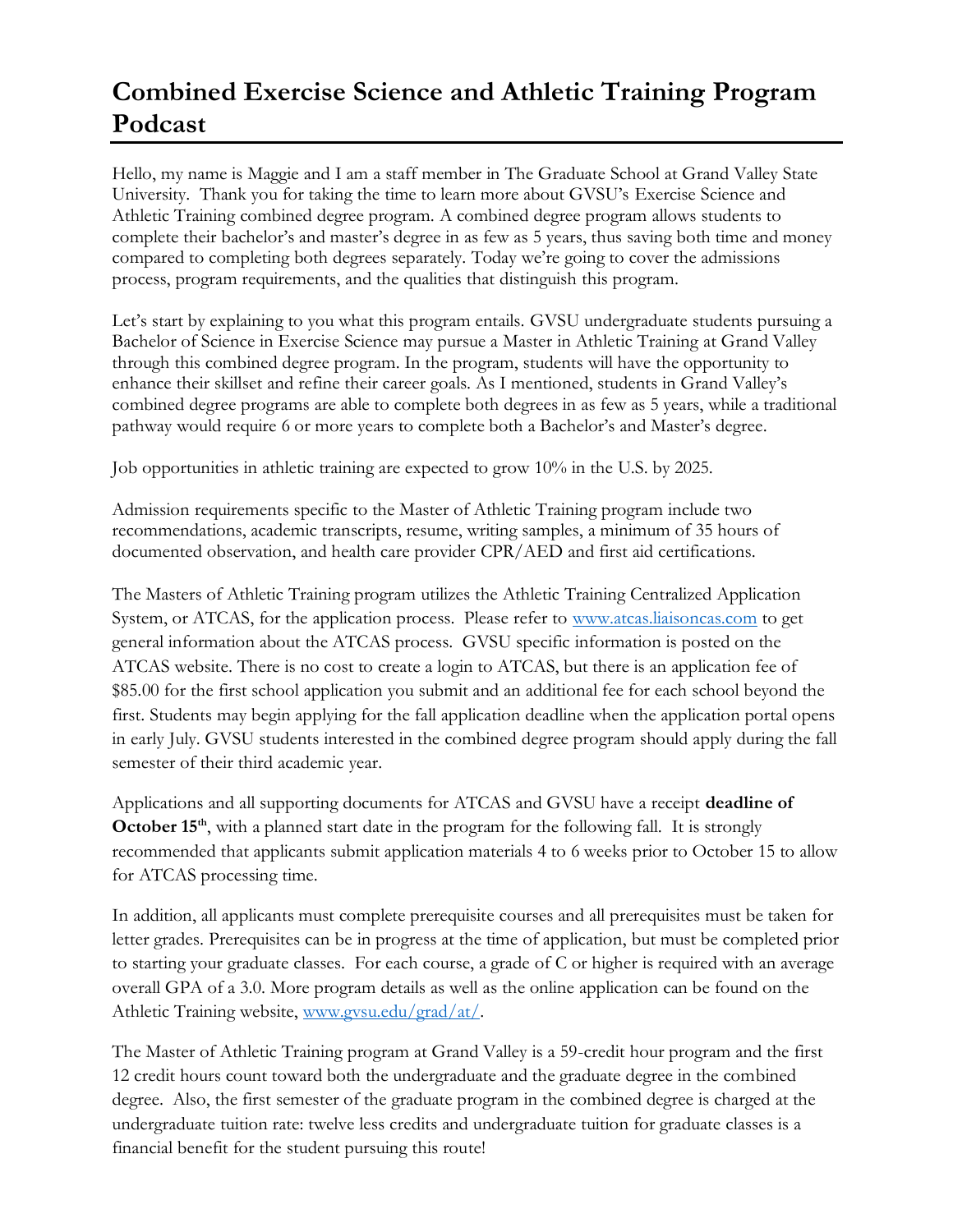# Combined Exercise Science and Athletic Training Program Podcast

Hello, my name is Maggie and I am a staff member in The Graduate School at Grand Valley State University. Thank you for taking the time to learn more about GVSU's Exercise Science and Athletic Training combined degree program. A combined degree program allows students to complete their bachelor's and master's degree in as few as 5 years, thus saving both time and money compared to completing both degrees separately. Today we're going to cover the admissions process, program requirements, and the qualities that distinguish this program.

Let's start by explaining to you what this program entails. GVSU undergraduate students pursuing a Bachelor of Science in Exercise Science may pursue a Master in Athletic Training at Grand Valley through this combined degree program. In the program, students will have the opportunity to enhance their skillset and refine their career goals. As I mentioned, students in Grand Valley's combined degree programs are able to complete both degrees in as few as 5 years, while a traditional pathway would require 6 or more years to complete both a Bachelor's and Master's degree.

Job opportunities in athletic training are expected to grow 10% in the U.S. by 2025.

Admission requirements specific to the Master of Athletic Training program include two recommendations, academic transcripts, resume, writing samples, a minimum of 35 hours of documented observation, and health care provider CPR/AED and first aid certifications.

The Masters of Athletic Training program utilizes the Athletic Training Centralized Application System, or ATCAS, for the application process. Please refer to [www.atcas.liaisoncas.com](http://www.atcas.liaisoncas.com) to get general information about the ATCAS process. GVSU specific information is posted on the ATCAS website. There is no cost to create a login to ATCAS, but there is an application fee of $85.00 for the first school application you submit and an additional fee for each school beyond the first. Students may begin applying for the fall application deadline when the application portal opens in early July. GVSU students interested in the combined degree program should apply during the fall semester of their third academic year.

Applications and all supporting documents for ATCAS and GVSU have a receipt **deadline of October 15th**, with a planned start date in the program for the following fall. It is strongly recommended that applicants submit application materials 4 to 6 weeks prior to October 15 to allow for ATCAS processing time.

In addition, all applicants must complete prerequisite courses and all prerequisites must be taken for letter grades. Prerequisites can be in progress at the time of application, but must be completed prior to starting your graduate classes. For each course, a grade of C or higher is required with an average overall GPA of a 3.0. More program details as well as the online application can be found on the Athletic Training website, [www.gvsu.edu/grad/at/](http://www.gvsu.edu/grad/at/).

The Master of Athletic Training program at Grand Valley is a 59-credit hour program and the first 12 credit hours count toward both the undergraduate and the graduate degree in the combined degree. Also, the first semester of the graduate program in the combined degree is charged at the undergraduate tuition rate: twelve less credits and undergraduate tuition for graduate classes is a financial benefit for the student pursuing this route!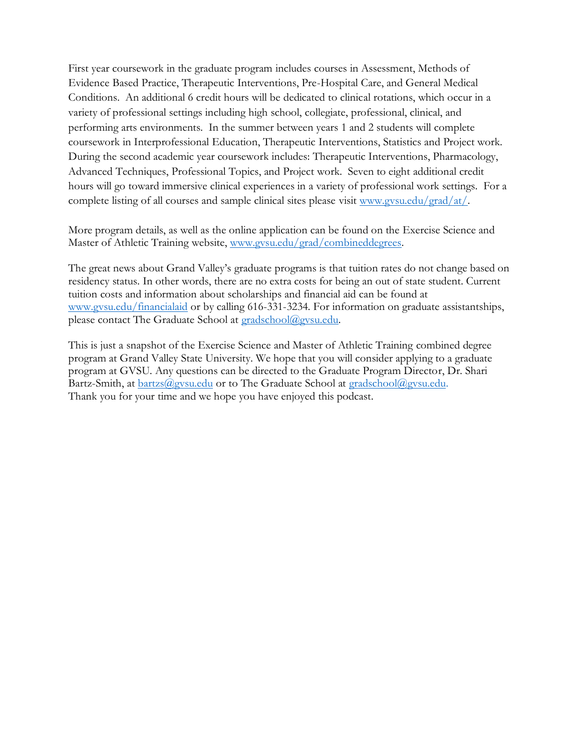First year coursework in the graduate program includes courses in Assessment, Methods of Evidence Based Practice, Therapeutic Interventions, Pre-Hospital Care, and General Medical Conditions. An additional 6 credit hours will be dedicated to clinical rotations, which occur in a variety of professional settings including high school, collegiate, professional, clinical, and performing arts environments. In the summer between years 1 and 2 students will complete coursework in Interprofessional Education, Therapeutic Interventions, Statistics and Project work. During the second academic year coursework includes: Therapeutic Interventions, Pharmacology, Advanced Techniques, Professional Topics, and Project work. Seven to eight additional credit hours will go toward immersive clinical experiences in a variety of professional work settings. For a complete listing of all courses and sample clinical sites please visit [www.gvsu.edu/grad/at/](www.gvsu.edu/grad/at/).

More program details, as well as the online application can be found on the Exercise Science and Master of Athletic Training website, [www.gvsu.edu/grad/combineddegrees](www.gvsu.edu/grad/combineddegrees).

The great news about Grand Valley's graduate programs is that tuition rates do not change based on residency status. In other words, there are no extra costs for being an out of state student. Current tuition costs and information about scholarships and financial aid can be found at [www.gvsu.edu/financialaid](www.gvsu.edu/financialaid) or by calling 616-331-3234. For information on graduate assistantships, please contact The Graduate School at [gradschool@gvsu.edu](mailto:gradschool@gvsu.edu).

This is just a snapshot of the Exercise Science and Master of Athletic Training combined degree program at Grand Valley State University. We hope that you will consider applying to a graduate program at GVSU. Any questions can be directed to the Graduate Program Director, Dr. Shari Bartz-Smith, at [bartzs@gvsu.edu](mailto:bartzs@gvsu.edu) or to The Graduate School at [gradschool@gvsu.edu](mailto:gradschool@gvsu.edu).
Thank you for your time and we hope you have enjoyed this podcast.